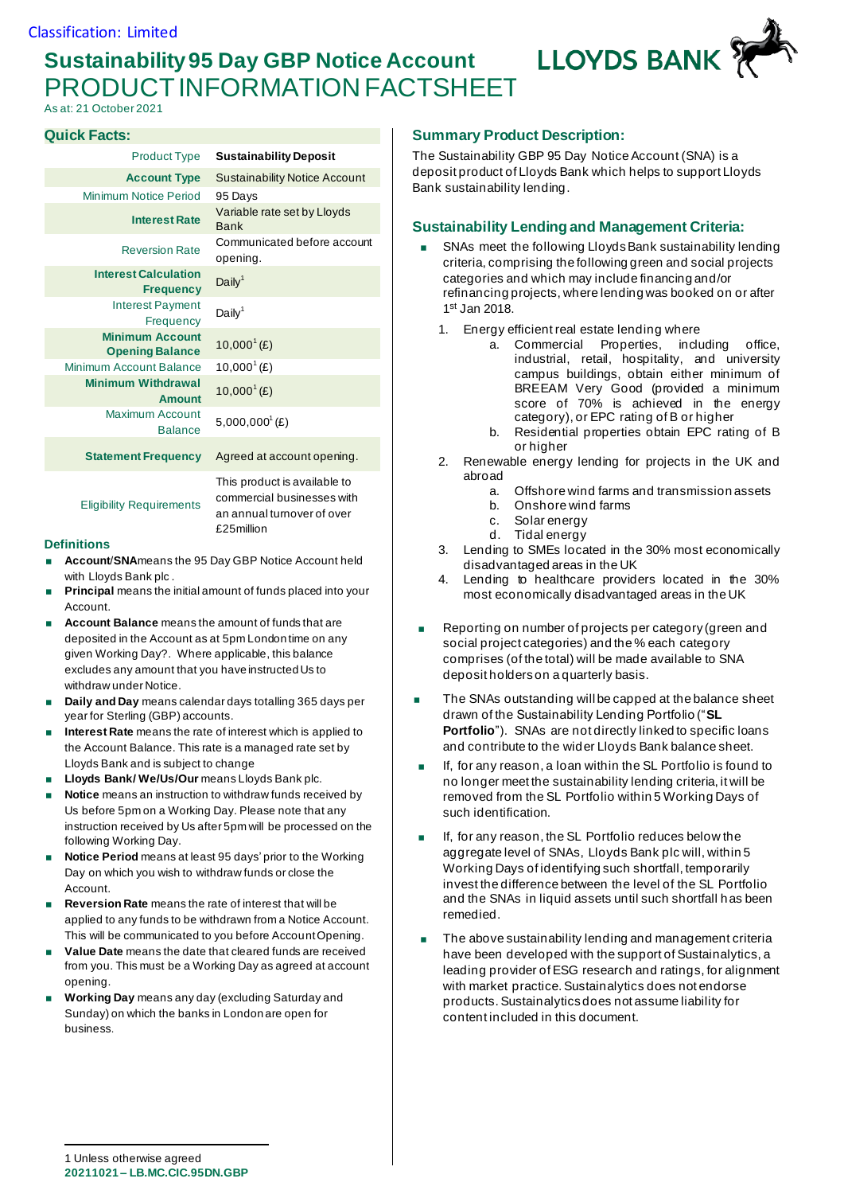Classification: Limited

# Sustainability 95 Day GBP Notice Account
# PRODUCT INFORMATION FACTSHEET

As at: 21 October 2021

## Quick Facts:

| | |
|---|---|
| Product Type | **Sustainability Deposit** |
| **Account Type** | Sustainability Notice Account |
| Minimum Notice Period | 95 Days |
| **Interest Rate** | Variable rate set by Lloyds Bank |
| Reversion Rate | Communicated before account opening. |
| **Interest Calculation Frequency** | Daily[1] |
| Interest Payment Frequency | Daily[1] |
| **Minimum Account Opening Balance** | 10,000[1] (£) |
| Minimum Account Balance | 10,000[1] (£) |
| **Minimum Withdrawal Amount** | 10,000[1] (£) |
| Maximum Account Balance | 5,000,000[1] (£) |
| **Statement Frequency** | Agreed at account opening. |
| Eligibility Requirements | This product is available to commercial businesses with an annual turnover of over £25million |

### Definitions

- **Account/SNA** means the 95 Day GBP Notice Account held with Lloyds Bank plc .
- **Principal** means the initial amount of funds placed into your Account.
- **Account Balance** means the amount of funds that are deposited in the Account as at 5pm London time on any given Working Day?. Where applicable, this balance excludes any amount that you have instructed Us to withdraw under Notice.
- **Daily and Day** means calendar days totalling 365 days per year for Sterling (GBP) accounts.
- **Interest Rate** means the rate of interest which is applied to the Account Balance. This rate is a managed rate set by Lloyds Bank and is subject to change
- **Lloyds Bank/ We/Us/Our** means Lloyds Bank plc.
- **Notice** means an instruction to withdraw funds received by Us before 5pm on a Working Day. Please note that any instruction received by Us after 5pm will be processed on the following Working Day.
- **Notice Period** means at least 95 days' prior to the Working Day on which you wish to withdraw funds or close the Account.
- **Reversion Rate** means the rate of interest that will be applied to any funds to be withdrawn from a Notice Account. This will be communicated to you before Account Opening.
- **Value Date** means the date that cleared funds are received from you. This must be a Working Day as agreed at account opening.
- **Working Day** means any day (excluding Saturday and Sunday) on which the banks in London are open for business.

## Summary Product Description:

The Sustainability GBP 95 Day Notice Account (SNA) is a deposit product of Lloyds Bank which helps to support Lloyds Bank sustainability lending.

## Sustainability Lending and Management Criteria:

- SNAs meet the following Lloyds Bank sustainability lending criteria, comprising the following green and social projects categories and which may include financing and/or refinancing projects, where lending was booked on or after 1st Jan 2018.
  1. Energy efficient real estate lending where
     a. Commercial Properties, including office, industrial, retail, hospitality, and university campus buildings, obtain either minimum of BREEAM Very Good (provided a minimum score of 70% is achieved in the energy category), or EPC rating of B or higher
     b. Residential properties obtain EPC rating of B or higher
  2. Renewable energy lending for projects in the UK and abroad
     a. Offshore wind farms and transmission assets
     b. Onshore wind farms
     c. Solar energy
     d. Tidal energy
  3. Lending to SMEs located in the 30% most economically disadvantaged areas in the UK
  4. Lending to healthcare providers located in the 30% most economically disadvantaged areas in the UK
- Reporting on number of projects per category (green and social project categories) and the % each category comprises (of the total) will be made available to SNA deposit holders on a quarterly basis.
- The SNAs outstanding will be capped at the balance sheet drawn of the Sustainability Lending Portfolio ("**SL Portfolio**"). SNAs are not directly linked to specific loans and contribute to the wider Lloyds Bank balance sheet.
- If, for any reason, a loan within the SL Portfolio is found to no longer meet the sustainability lending criteria, it will be removed from the SL Portfolio within 5 Working Days of such identification.
- If, for any reason, the SL Portfolio reduces below the aggregate level of SNAs, Lloyds Bank plc will, within 5 Working Days of identifying such shortfall, temporarily invest the difference between the level of the SL Portfolio and the SNAs in liquid assets until such shortfall has been remedied.
- The above sustainability lending and management criteria have been developed with the support of Sustainalytics, a leading provider of ESG research and ratings, for alignment with market practice. Sustainalytics does not endorse products. Sustainalytics does not assume liability for content included in this document.

1 Unless otherwise agreed

**20211021 – LB.MC.CIC.95DN.GBP**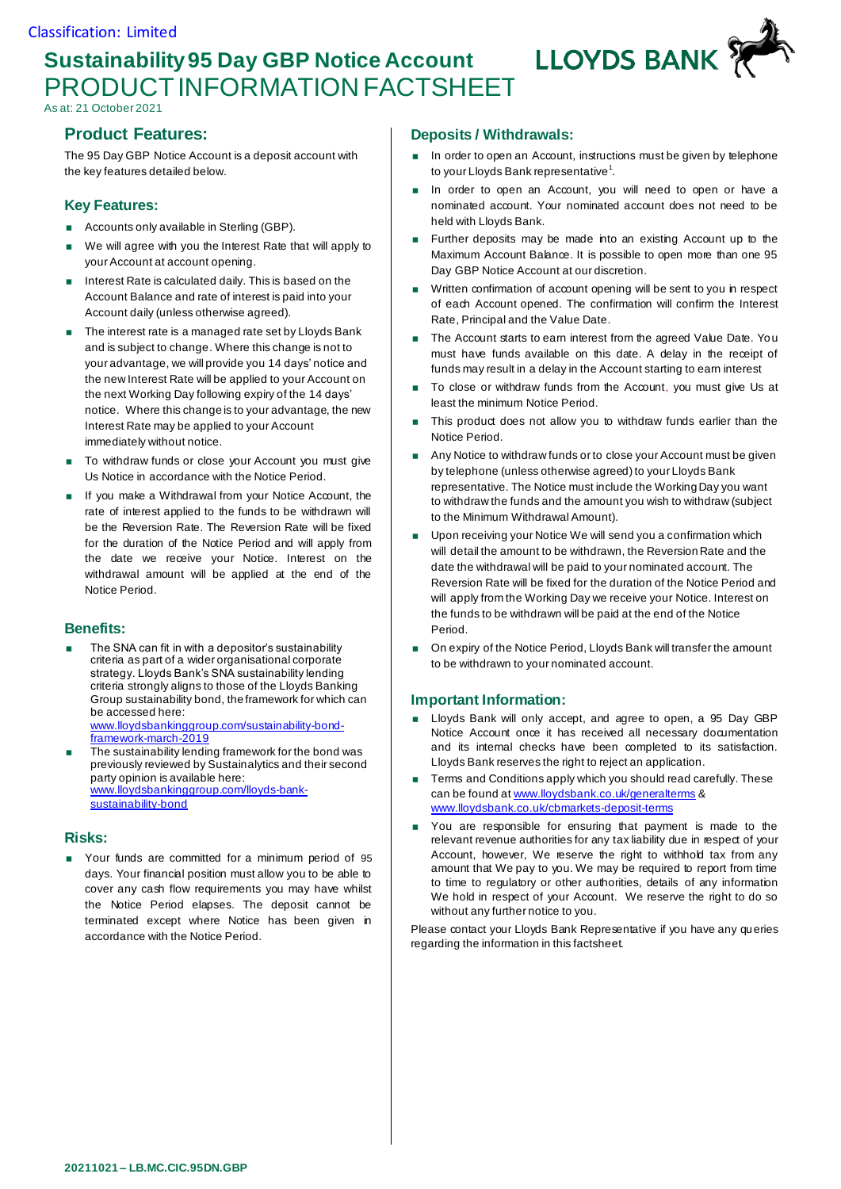Classification: Limited

# Sustainability 95 Day GBP Notice Account
# PRODUCT INFORMATION FACTSHEET

As at: 21 October 2021

## Product Features:

The 95 Day GBP Notice Account is a deposit account with the key features detailed below.

### Key Features:

- Accounts only available in Sterling (GBP).
- We will agree with you the Interest Rate that will apply to your Account at account opening.
- Interest Rate is calculated daily. This is based on the Account Balance and rate of interest is paid into your Account daily (unless otherwise agreed).
- The interest rate is a managed rate set by Lloyds Bank and is subject to change. Where this change is not to your advantage, we will provide you 14 days' notice and the new Interest Rate will be applied to your Account on the next Working Day following expiry of the 14 days' notice. Where this change is to your advantage, the new Interest Rate may be applied to your Account immediately without notice.
- To withdraw funds or close your Account you must give Us Notice in accordance with the Notice Period.
- If you make a Withdrawal from your Notice Account, the rate of interest applied to the funds to be withdrawn will be the Reversion Rate. The Reversion Rate will be fixed for the duration of the Notice Period and will apply from the date we receive your Notice. Interest on the withdrawal amount will be applied at the end of the Notice Period.

### Benefits:

- The SNA can fit in with a depositor's sustainability criteria as part of a wider organisational corporate strategy. Lloyds Bank's SNA sustainability lending criteria strongly aligns to those of the Lloyds Banking Group sustainability bond, the framework for which can be accessed here: www.lloydsbankinggroup.com/sustainability-bond-framework-march-2019
- The sustainability lending framework for the bond was previously reviewed by Sustainalytics and their second party opinion is available here: www.lloydsbankinggroup.com/lloyds-bank-sustainability-bond

### Risks:

- Your funds are committed for a minimum period of 95 days. Your financial position must allow you to be able to cover any cash flow requirements you may have whilst the Notice Period elapses. The deposit cannot be terminated except where Notice has been given in accordance with the Notice Period.

## Deposits / Withdrawals:

- In order to open an Account, instructions must be given by telephone to your Lloyds Bank representative[1].
- In order to open an Account, you will need to open or have a nominated account. Your nominated account does not need to be held with Lloyds Bank.
- Further deposits may be made into an existing Account up to the Maximum Account Balance. It is possible to open more than one 95 Day GBP Notice Account at our discretion.
- Written confirmation of account opening will be sent to you in respect of each Account opened. The confirmation will confirm the Interest Rate, Principal and the Value Date.
- The Account starts to earn interest from the agreed Value Date. You must have funds available on this date. A delay in the receipt of funds may result in a delay in the Account starting to earn interest
- To close or withdraw funds from the Account, you must give Us at least the minimum Notice Period.
- This product does not allow you to withdraw funds earlier than the Notice Period.
- Any Notice to withdraw funds or to close your Account must be given by telephone (unless otherwise agreed) to your Lloyds Bank representative. The Notice must include the Working Day you want to withdraw the funds and the amount you wish to withdraw (subject to the Minimum Withdrawal Amount).
- Upon receiving your Notice We will send you a confirmation which will detail the amount to be withdrawn, the Reversion Rate and the date the withdrawal will be paid to your nominated account. The Reversion Rate will be fixed for the duration of the Notice Period and will apply from the Working Day we receive your Notice. Interest on the funds to be withdrawn will be paid at the end of the Notice Period.
- On expiry of the Notice Period, Lloyds Bank will transfer the amount to be withdrawn to your nominated account.

## Important Information:

- Lloyds Bank will only accept, and agree to open, a 95 Day GBP Notice Account once it has received all necessary documentation and its internal checks have been completed to its satisfaction. Lloyds Bank reserves the right to reject an application.
- Terms and Conditions apply which you should read carefully. These can be found at www.lloydsbank.co.uk/generalterms & www.lloydsbank.co.uk/cbmarkets-deposit-terms
- You are responsible for ensuring that payment is made to the relevant revenue authorities for any tax liability due in respect of your Account, however, We reserve the right to withhold tax from any amount that We pay to you. We may be required to report from time to time to regulatory or other authorities, details of any information We hold in respect of your Account. We reserve the right to do so without any further notice to you.

Please contact your Lloyds Bank Representative if you have any queries regarding the information in this factsheet.

20211021 – LB.MC.CIC.95DN.GBP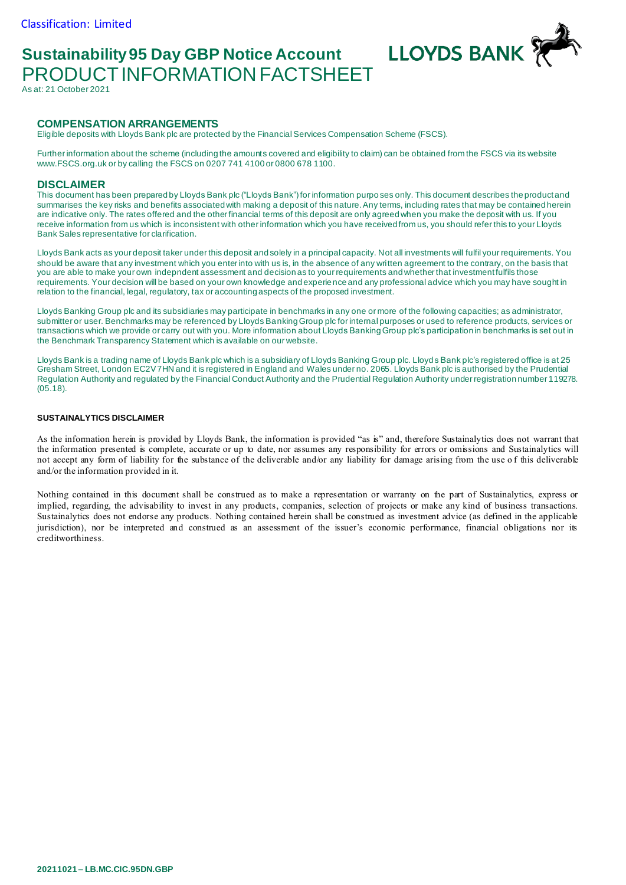Classification: Limited

# Sustainability 95 Day GBP Notice Account

PRODUCT INFORMATION FACTSHEET

As at: 21 October 2021

## COMPENSATION ARRANGEMENTS

Eligible deposits with Lloyds Bank plc are protected by the Financial Services Compensation Scheme (FSCS).

Further information about the scheme (including the amounts covered and eligibility to claim) can be obtained from the FSCS via its website www.FSCS.org.uk or by calling the FSCS on 0207 741 4100 or 0800 678 1100.

## DISCLAIMER

This document has been prepared by Lloyds Bank plc ("Lloyds Bank") for information purposes only. This document describes the product and summarises the key risks and benefits associated with making a deposit of this nature. Any terms, including rates that may be contained herein are indicative only. The rates offered and the other financial terms of this deposit are only agreed when you make the deposit with us. If you receive information from us which is inconsistent with other information which you have received from us, you should refer this to your Lloyds Bank Sales representative for clarification.

Lloyds Bank acts as your deposit taker under this deposit and solely in a principal capacity. Not all investments will fulfil your requirements. You should be aware that any investment which you enter into with us is, in the absence of any written agreement to the contrary, on the basis that you are able to make your own indepndent assessment and decision as to your requirements and whether that investment fulfils those requirements. Your decision will be based on your own knowledge and experience and any professional advice which you may have sought in relation to the financial, legal, regulatory, tax or accounting aspects of the proposed investment.

Lloyds Banking Group plc and its subsidiaries may participate in benchmarks in any one or more of the following capacities; as administrator, submitter or user. Benchmarks may be referenced by Lloyds Banking Group plc for internal purposes or used to reference products, services or transactions which we provide or carry out with you. More information about Lloyds Banking Group plc's participation in benchmarks is set out in the Benchmark Transparency Statement which is available on our website.

Lloyds Bank is a trading name of Lloyds Bank plc which is a subsidiary of Lloyds Banking Group plc. Lloyds Bank plc's registered office is at 25 Gresham Street, London EC2V 7HN and it is registered in England and Wales under no. 2065. Lloyds Bank plc is authorised by the Prudential Regulation Authority and regulated by the Financial Conduct Authority and the Prudential Regulation Authority under registration number 119278. (05.18).

### SUSTAINALYTICS DISCLAIMER

As the information herein is provided by Lloyds Bank, the information is provided "as is" and, therefore Sustainalytics does not warrant that the information presented is complete, accurate or up to date, nor assumes any responsibility for errors or omissions and Sustainalytics will not accept any form of liability for the substance of the deliverable and/or any liability for damage arising from the use of this deliverable and/or the information provided in it.

Nothing contained in this document shall be construed as to make a representation or warranty on the part of Sustainalytics, express or implied, regarding, the advisability to invest in any products, companies, selection of projects or make any kind of business transactions. Sustainalytics does not endorse any products. Nothing contained herein shall be construed as investment advice (as defined in the applicable jurisdiction), nor be interpreted and construed as an assessment of the issuer's economic performance, financial obligations nor its creditworthiness.

**20211021 – LB.MC.CIC.95DN.GBP**